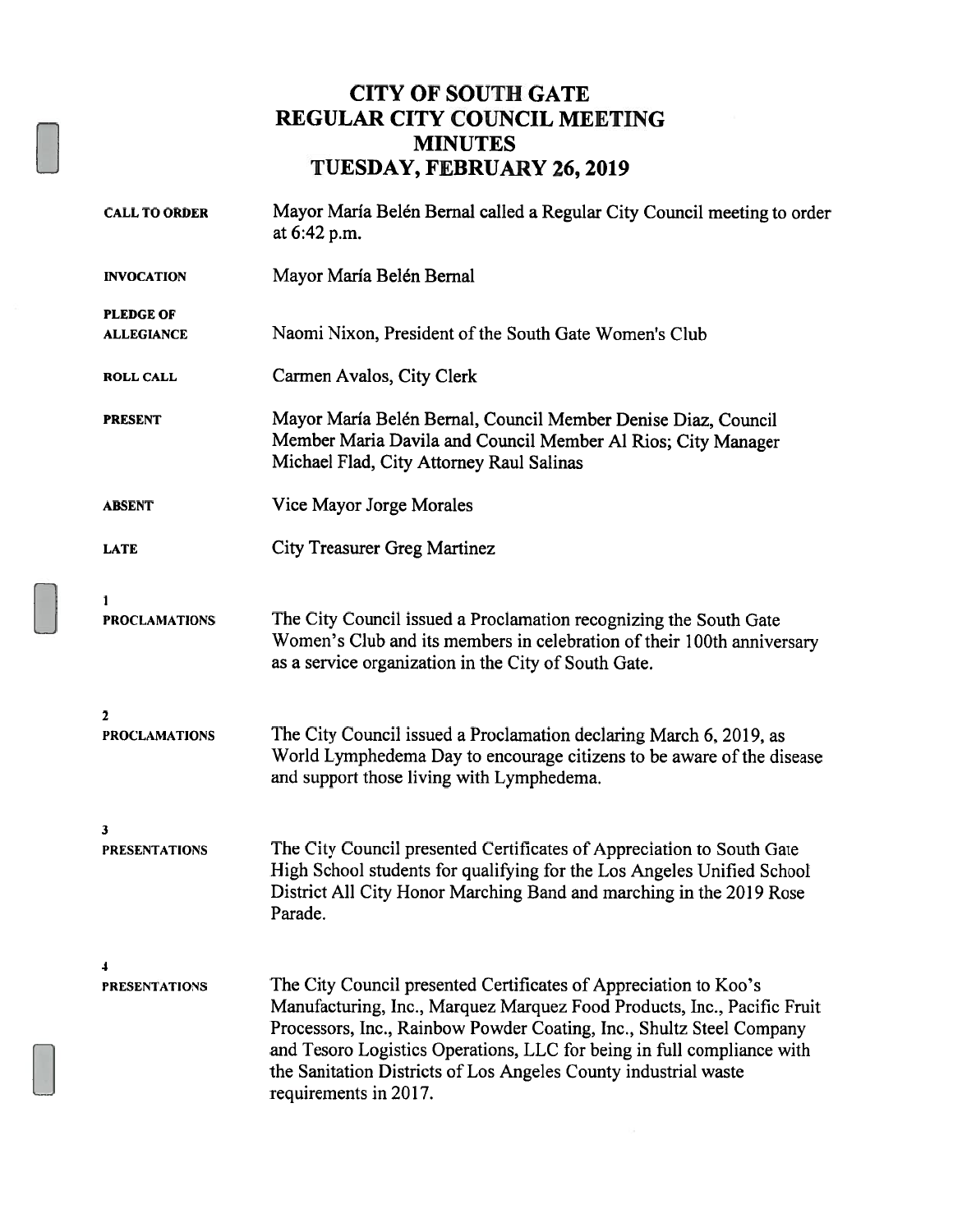# CITY OF SOUTH GATE
# REGULAR CITY COUNCIL MEETING
# MINUTES
# TUESDAY, FEBRUARY 26, 2019

**CALL TO ORDER** — Mayor María Belén Bernal called a Regular City Council meeting to order at 6:42 p.m.

**INVOCATION** — Mayor María Belén Bernal

**PLEDGE OF ALLEGIANCE** — Naomi Nixon, President of the South Gate Women's Club

**ROLL CALL** — Carmen Avalos, City Clerk

**PRESENT** — Mayor María Belén Bernal, Council Member Denise Diaz, Council Member Maria Davila and Council Member Al Rios; City Manager Michael Flad, City Attorney Raul Salinas

**ABSENT** — Vice Mayor Jorge Morales

**LATE** — City Treasurer Greg Martinez

**1**
**PROCLAMATIONS** — The City Council issued a Proclamation recognizing the South Gate Women's Club and its members in celebration of their 100th anniversary as a service organization in the City of South Gate.

**2**
**PROCLAMATIONS** — The City Council issued a Proclamation declaring March 6, 2019, as World Lymphedema Day to encourage citizens to be aware of the disease and support those living with Lymphedema.

**3**
**PRESENTATIONS** — The City Council presented Certificates of Appreciation to South Gate High School students for qualifying for the Los Angeles Unified School District All City Honor Marching Band and marching in the 2019 Rose Parade.

**4**
**PRESENTATIONS** — The City Council presented Certificates of Appreciation to Koo's Manufacturing, Inc., Marquez Marquez Food Products, Inc., Pacific Fruit Processors, Inc., Rainbow Powder Coating, Inc., Shultz Steel Company and Tesoro Logistics Operations, LLC for being in full compliance with the Sanitation Districts of Los Angeles County industrial waste requirements in 2017.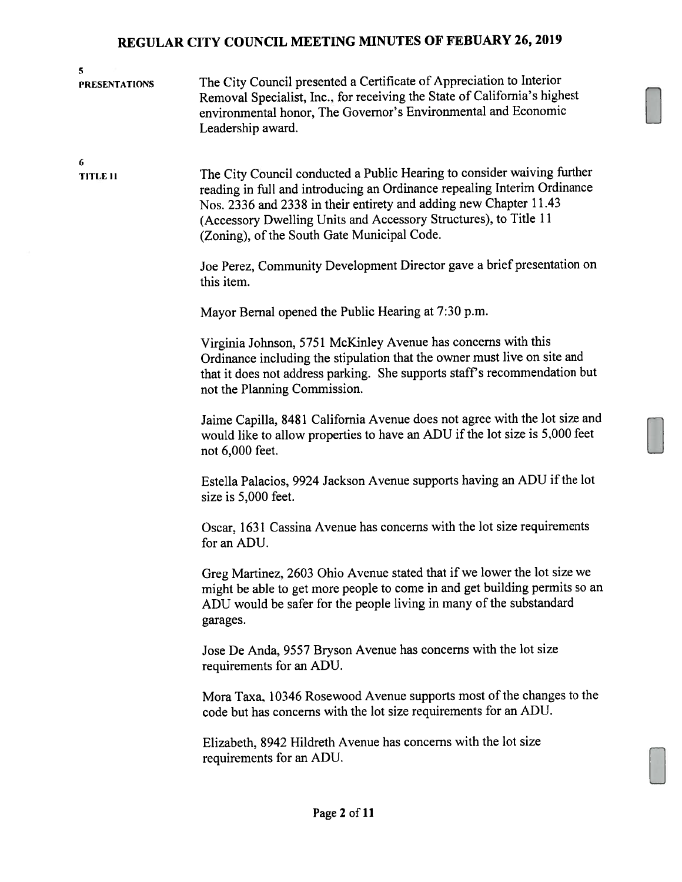**5**
**PRESENTATIONS**

The City Council presented a Certificate of Appreciation to Interior Removal Specialist, Inc., for receiving the State of California's highest environmental honor, The Governor's Environmental and Economic Leadership award.

**6**
**TITLE 11**

The City Council conducted a Public Hearing to consider waiving further reading in full and introducing an Ordinance repealing Interim Ordinance Nos. 2336 and 2338 in their entirety and adding new Chapter 11.43 (Accessory Dwelling Units and Accessory Structures), to Title 11 (Zoning), of the South Gate Municipal Code.

Joe Perez, Community Development Director gave a brief presentation on this item.

Mayor Bernal opened the Public Hearing at 7:30 p.m.

Virginia Johnson, 5751 McKinley Avenue has concerns with this Ordinance including the stipulation that the owner must live on site and that it does not address parking. She supports staff's recommendation but not the Planning Commission.

Jaime Capilla, 8481 California Avenue does not agree with the lot size and would like to allow properties to have an ADU if the lot size is 5,000 feet not 6,000 feet.

Estella Palacios, 9924 Jackson Avenue supports having an ADU if the lot size is 5,000 feet.

Oscar, 1631 Cassina Avenue has concerns with the lot size requirements for an ADU.

Greg Martinez, 2603 Ohio Avenue stated that if we lower the lot size we might be able to get more people to come in and get building permits so an ADU would be safer for the people living in many of the substandard garages.

Jose De Anda, 9557 Bryson Avenue has concerns with the lot size requirements for an ADU.

Mora Taxa, 10346 Rosewood Avenue supports most of the changes to the code but has concerns with the lot size requirements for an ADU.

Elizabeth, 8942 Hildreth Avenue has concerns with the lot size requirements for an ADU.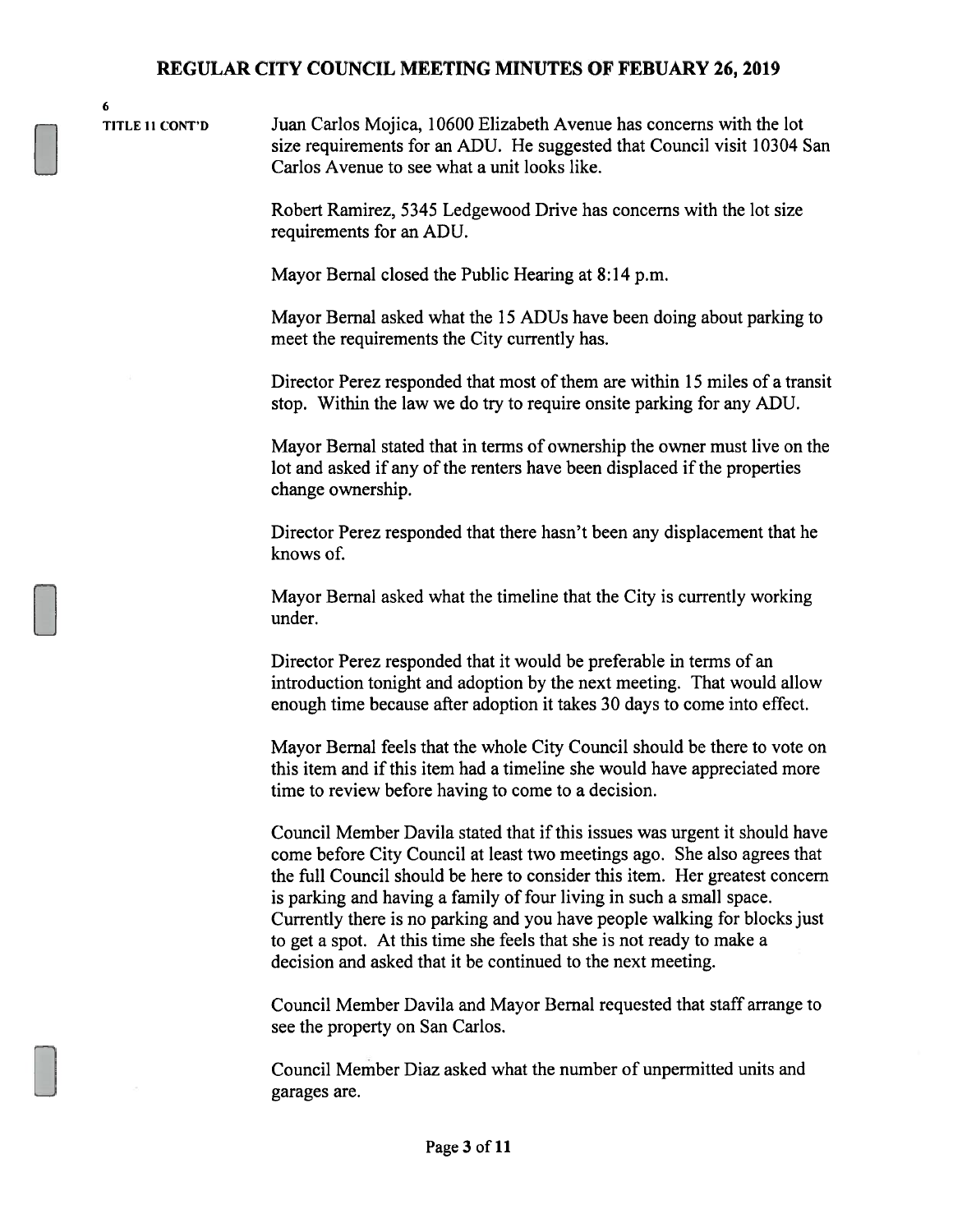6

TITLE 11 CONT'D

Juan Carlos Mojica, 10600 Elizabeth Avenue has concerns with the lot size requirements for an ADU. He suggested that Council visit 10304 San Carlos Avenue to see what a unit looks like.

Robert Ramirez, 5345 Ledgewood Drive has concerns with the lot size requirements for an ADU.

Mayor Bernal closed the Public Hearing at 8:14 p.m.

Mayor Bernal asked what the 15 ADUs have been doing about parking to meet the requirements the City currently has.

Director Perez responded that most of them are within 15 miles of a transit stop. Within the law we do try to require onsite parking for any ADU.

Mayor Bernal stated that in terms of ownership the owner must live on the lot and asked if any of the renters have been displaced if the properties change ownership.

Director Perez responded that there hasn't been any displacement that he knows of.

Mayor Bernal asked what the timeline that the City is currently working under.

Director Perez responded that it would be preferable in terms of an introduction tonight and adoption by the next meeting. That would allow enough time because after adoption it takes 30 days to come into effect.

Mayor Bernal feels that the whole City Council should be there to vote on this item and if this item had a timeline she would have appreciated more time to review before having to come to a decision.

Council Member Davila stated that if this issues was urgent it should have come before City Council at least two meetings ago. She also agrees that the full Council should be here to consider this item. Her greatest concern is parking and having a family of four living in such a small space. Currently there is no parking and you have people walking for blocks just to get a spot. At this time she feels that she is not ready to make a decision and asked that it be continued to the next meeting.

Council Member Davila and Mayor Bernal requested that staff arrange to see the property on San Carlos.

Council Member Diaz asked what the number of unpermitted units and garages are.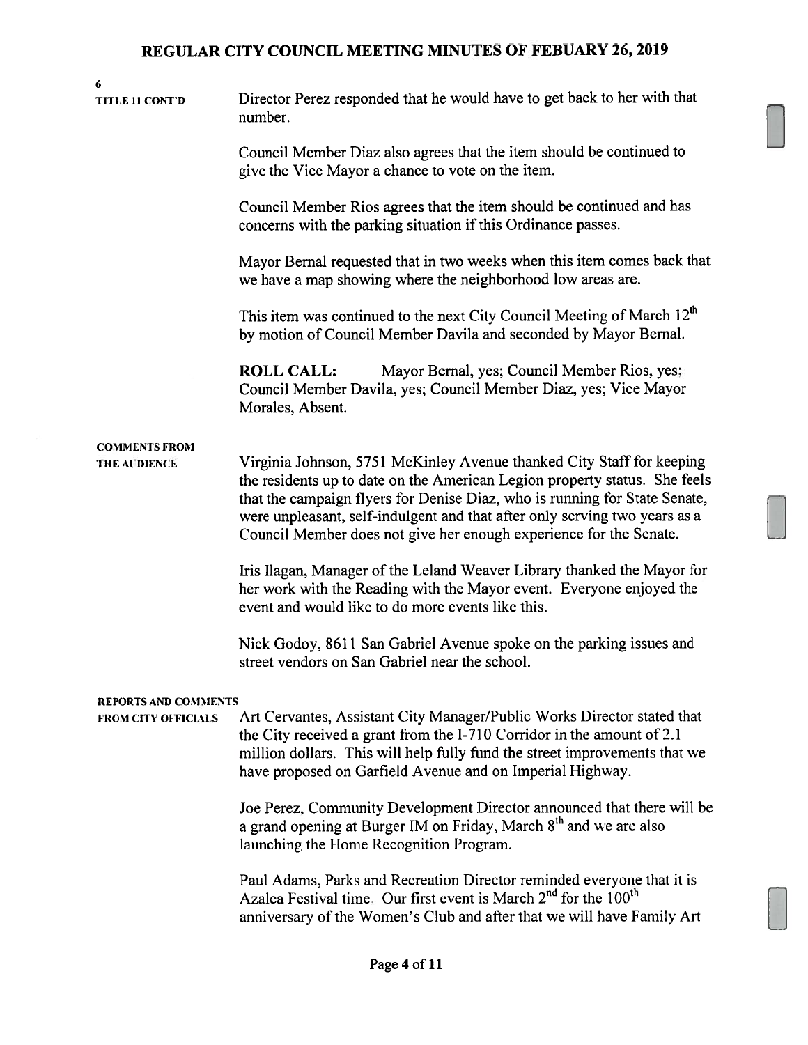6

**TITLE II CONT'D**

Director Perez responded that he would have to get back to her with that number.

Council Member Diaz also agrees that the item should be continued to give the Vice Mayor a chance to vote on the item.

Council Member Rios agrees that the item should be continued and has concerns with the parking situation if this Ordinance passes.

Mayor Bernal requested that in two weeks when this item comes back that we have a map showing where the neighborhood low areas are.

This item was continued to the next City Council Meeting of March 12th by motion of Council Member Davila and seconded by Mayor Bernal.

**ROLL CALL:** Mayor Bernal, yes; Council Member Rios, yes; Council Member Davila, yes; Council Member Diaz, yes; Vice Mayor Morales, Absent.

**COMMENTS FROM THE AUDIENCE**

Virginia Johnson, 5751 McKinley Avenue thanked City Staff for keeping the residents up to date on the American Legion property status. She feels that the campaign flyers for Denise Diaz, who is running for State Senate, were unpleasant, self-indulgent and that after only serving two years as a Council Member does not give her enough experience for the Senate.

Iris Ilagan, Manager of the Leland Weaver Library thanked the Mayor for her work with the Reading with the Mayor event. Everyone enjoyed the event and would like to do more events like this.

Nick Godoy, 8611 San Gabriel Avenue spoke on the parking issues and street vendors on San Gabriel near the school.

**REPORTS AND COMMENTS FROM CITY OFFICIALS**

Art Cervantes, Assistant City Manager/Public Works Director stated that the City received a grant from the I-710 Corridor in the amount of 2.1 million dollars. This will help fully fund the street improvements that we have proposed on Garfield Avenue and on Imperial Highway.

Joe Perez, Community Development Director announced that there will be a grand opening at Burger IM on Friday, March 8th and we are also launching the Home Recognition Program.

Paul Adams, Parks and Recreation Director reminded everyone that it is Azalea Festival time. Our first event is March 2nd for the 100th anniversary of the Women's Club and after that we will have Family Art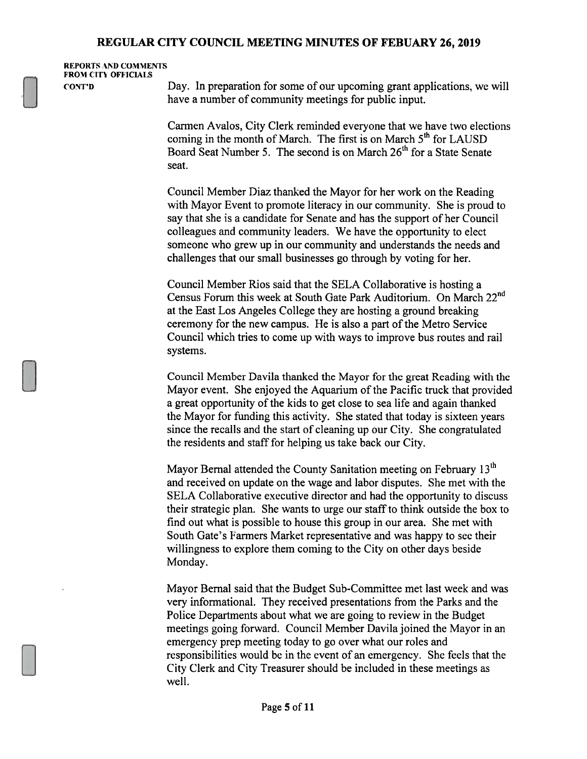**REPORTS AND COMMENTS FROM CITY OFFICIALS CONT'D**

Day. In preparation for some of our upcoming grant applications, we will have a number of community meetings for public input.

Carmen Avalos, City Clerk reminded everyone that we have two elections coming in the month of March. The first is on March 5th for LAUSD Board Seat Number 5. The second is on March 26th for a State Senate seat.

Council Member Diaz thanked the Mayor for her work on the Reading with Mayor Event to promote literacy in our community. She is proud to say that she is a candidate for Senate and has the support of her Council colleagues and community leaders. We have the opportunity to elect someone who grew up in our community and understands the needs and challenges that our small businesses go through by voting for her.

Council Member Rios said that the SELA Collaborative is hosting a Census Forum this week at South Gate Park Auditorium. On March 22nd at the East Los Angeles College they are hosting a ground breaking ceremony for the new campus. He is also a part of the Metro Service Council which tries to come up with ways to improve bus routes and rail systems.

Council Member Davila thanked the Mayor for the great Reading with the Mayor event. She enjoyed the Aquarium of the Pacific truck that provided a great opportunity of the kids to get close to sea life and again thanked the Mayor for funding this activity. She stated that today is sixteen years since the recalls and the start of cleaning up our City. She congratulated the residents and staff for helping us take back our City.

Mayor Bernal attended the County Sanitation meeting on February 13th and received on update on the wage and labor disputes. She met with the SELA Collaborative executive director and had the opportunity to discuss their strategic plan. She wants to urge our staff to think outside the box to find out what is possible to house this group in our area. She met with South Gate's Farmers Market representative and was happy to see their willingness to explore them coming to the City on other days beside Monday.

Mayor Bernal said that the Budget Sub-Committee met last week and was very informational. They received presentations from the Parks and the Police Departments about what we are going to review in the Budget meetings going forward. Council Member Davila joined the Mayor in an emergency prep meeting today to go over what our roles and responsibilities would be in the event of an emergency. She feels that the City Clerk and City Treasurer should be included in these meetings as well.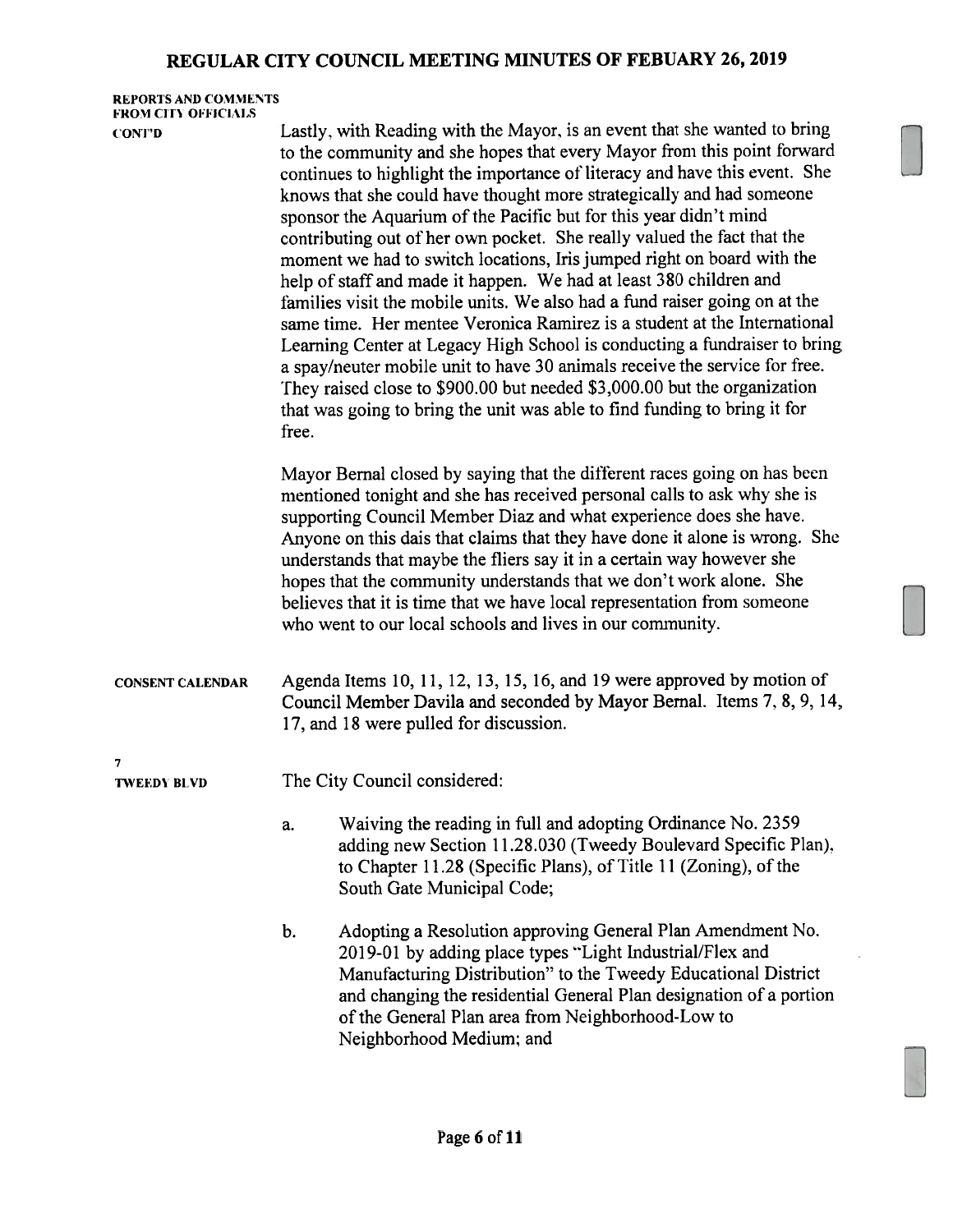**REPORTS AND COMMENTS FROM CITY OFFICIALS CONT'D**

Lastly, with Reading with the Mayor, is an event that she wanted to bring to the community and she hopes that every Mayor from this point forward continues to highlight the importance of literacy and have this event. She knows that she could have thought more strategically and had someone sponsor the Aquarium of the Pacific but for this year didn't mind contributing out of her own pocket. She really valued the fact that the moment we had to switch locations, Iris jumped right on board with the help of staff and made it happen. We had at least 380 children and families visit the mobile units. We also had a fund raiser going on at the same time. Her mentee Veronica Ramirez is a student at the International Learning Center at Legacy High School is conducting a fundraiser to bring a spay/neuter mobile unit to have 30 animals receive the service for free. They raised close to $900.00 but needed $3,000.00 but the organization that was going to bring the unit was able to find funding to bring it for free.

Mayor Bernal closed by saying that the different races going on has been mentioned tonight and she has received personal calls to ask why she is supporting Council Member Diaz and what experience does she have. Anyone on this dais that claims that they have done it alone is wrong. She understands that maybe the fliers say it in a certain way however she hopes that the community understands that we don't work alone. She believes that it is time that we have local representation from someone who went to our local schools and lives in our community.

**CONSENT CALENDAR**

Agenda Items 10, 11, 12, 13, 15, 16, and 19 were approved by motion of Council Member Davila and seconded by Mayor Bernal. Items 7, 8, 9, 14, 17, and 18 were pulled for discussion.

**7**
**TWEEDY BLVD**

The City Council considered:

a. Waiving the reading in full and adopting Ordinance No. 2359 adding new Section 11.28.030 (Tweedy Boulevard Specific Plan), to Chapter 11.28 (Specific Plans), of Title 11 (Zoning), of the South Gate Municipal Code;

b. Adopting a Resolution approving General Plan Amendment No. 2019-01 by adding place types "Light Industrial/Flex and Manufacturing Distribution" to the Tweedy Educational District and changing the residential General Plan designation of a portion of the General Plan area from Neighborhood-Low to Neighborhood Medium; and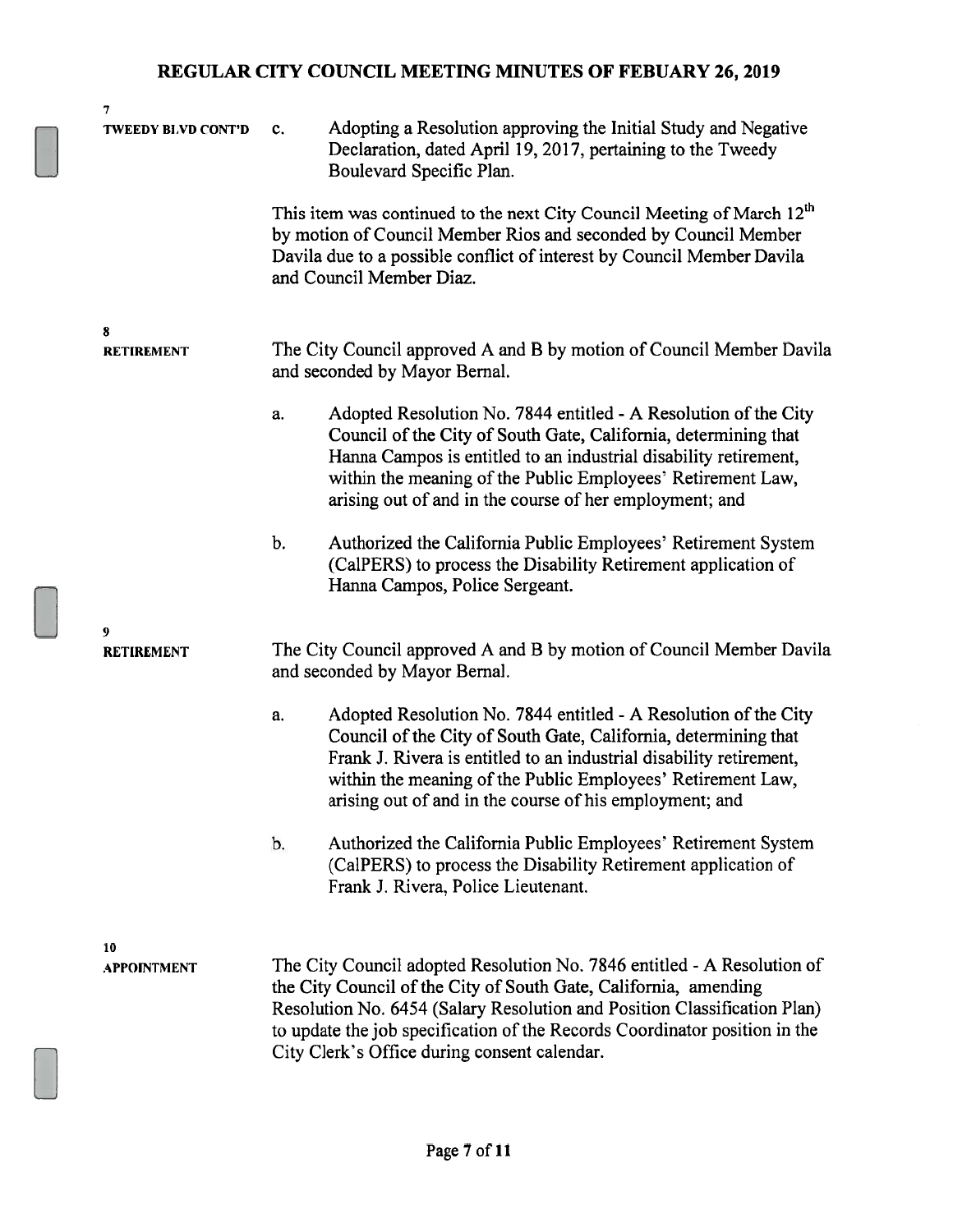**7**
**TWEEDY BLVD CONT'D**

c. Adopting a Resolution approving the Initial Study and Negative Declaration, dated April 19, 2017, pertaining to the Tweedy Boulevard Specific Plan.

This item was continued to the next City Council Meeting of March 12th by motion of Council Member Rios and seconded by Council Member Davila due to a possible conflict of interest by Council Member Davila and Council Member Diaz.

**8**
**RETIREMENT**

The City Council approved A and B by motion of Council Member Davila and seconded by Mayor Bernal.

a. Adopted Resolution No. 7844 entitled - A Resolution of the City Council of the City of South Gate, California, determining that Hanna Campos is entitled to an industrial disability retirement, within the meaning of the Public Employees' Retirement Law, arising out of and in the course of her employment; and

b. Authorized the California Public Employees' Retirement System (CalPERS) to process the Disability Retirement application of Hanna Campos, Police Sergeant.

**9**
**RETIREMENT**

The City Council approved A and B by motion of Council Member Davila and seconded by Mayor Bernal.

a. Adopted Resolution No. 7844 entitled - A Resolution of the City Council of the City of South Gate, California, determining that Frank J. Rivera is entitled to an industrial disability retirement, within the meaning of the Public Employees' Retirement Law, arising out of and in the course of his employment; and

b. Authorized the California Public Employees' Retirement System (CalPERS) to process the Disability Retirement application of Frank J. Rivera, Police Lieutenant.

**10**
**APPOINTMENT**

The City Council adopted Resolution No. 7846 entitled - A Resolution of the City Council of the City of South Gate, California, amending Resolution No. 6454 (Salary Resolution and Position Classification Plan) to update the job specification of the Records Coordinator position in the City Clerk's Office during consent calendar.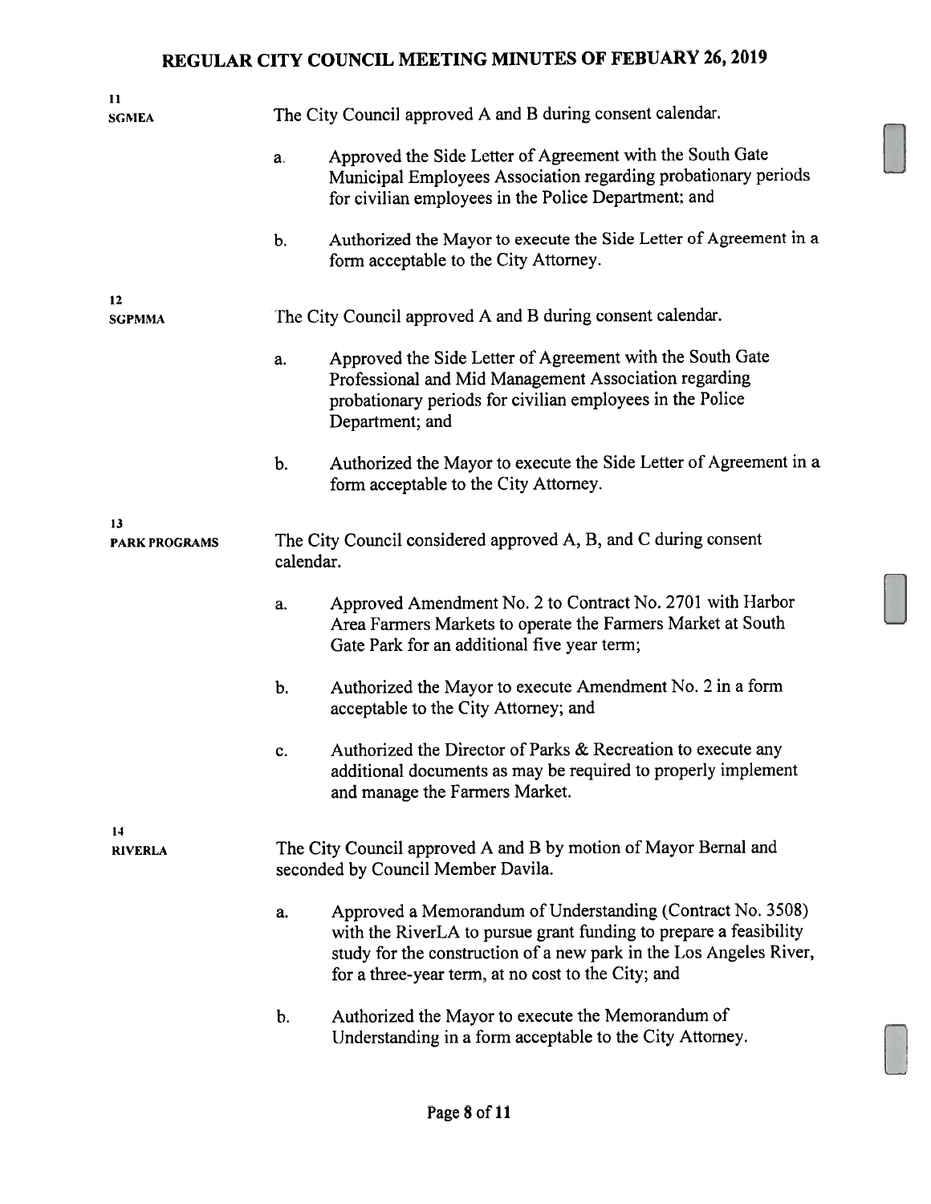**11**
**SGMEA**

The City Council approved A and B during consent calendar.

a. Approved the Side Letter of Agreement with the South Gate Municipal Employees Association regarding probationary periods for civilian employees in the Police Department; and

b. Authorized the Mayor to execute the Side Letter of Agreement in a form acceptable to the City Attorney.

**12**
**SGPMMA**

The City Council approved A and B during consent calendar.

a. Approved the Side Letter of Agreement with the South Gate Professional and Mid Management Association regarding probationary periods for civilian employees in the Police Department; and

b. Authorized the Mayor to execute the Side Letter of Agreement in a form acceptable to the City Attorney.

**13**
**PARK PROGRAMS**

The City Council considered approved A, B, and C during consent calendar.

a. Approved Amendment No. 2 to Contract No. 2701 with Harbor Area Farmers Markets to operate the Farmers Market at South Gate Park for an additional five year term;

b. Authorized the Mayor to execute Amendment No. 2 in a form acceptable to the City Attorney; and

c. Authorized the Director of Parks & Recreation to execute any additional documents as may be required to properly implement and manage the Farmers Market.

**14**
**RIVERLA**

The City Council approved A and B by motion of Mayor Bernal and seconded by Council Member Davila.

a. Approved a Memorandum of Understanding (Contract No. 3508) with the RiverLA to pursue grant funding to prepare a feasibility study for the construction of a new park in the Los Angeles River, for a three-year term, at no cost to the City; and

b. Authorized the Mayor to execute the Memorandum of Understanding in a form acceptable to the City Attorney.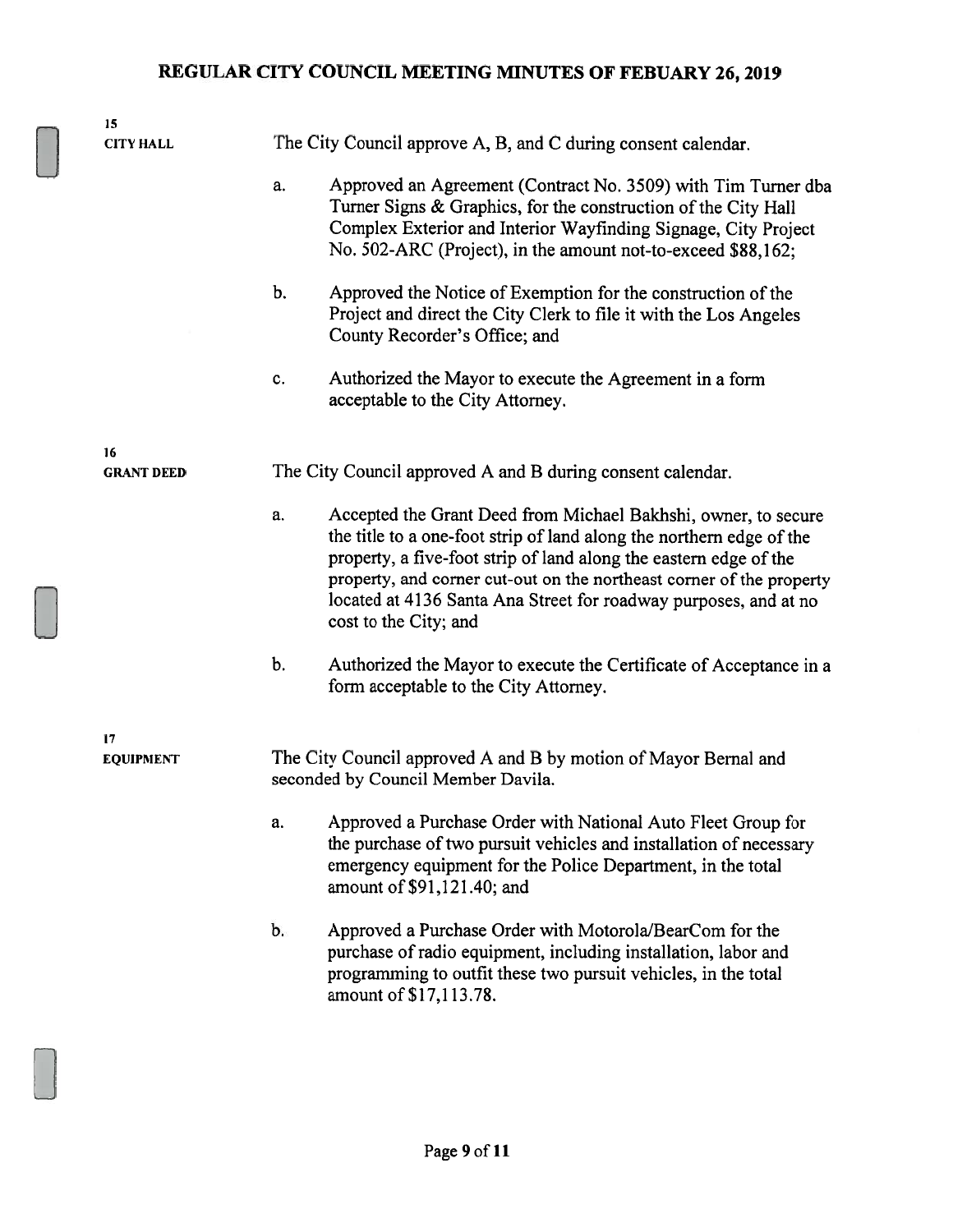**15**
**CITY HALL**

The City Council approve A, B, and C during consent calendar.

a. Approved an Agreement (Contract No. 3509) with Tim Turner dba Turner Signs & Graphics, for the construction of the City Hall Complex Exterior and Interior Wayfinding Signage, City Project No. 502-ARC (Project), in the amount not-to-exceed $88,162;

b. Approved the Notice of Exemption for the construction of the Project and direct the City Clerk to file it with the Los Angeles County Recorder's Office; and

c. Authorized the Mayor to execute the Agreement in a form acceptable to the City Attorney.

**16**
**GRANT DEED**

The City Council approved A and B during consent calendar.

a. Accepted the Grant Deed from Michael Bakhshi, owner, to secure the title to a one-foot strip of land along the northern edge of the property, a five-foot strip of land along the eastern edge of the property, and corner cut-out on the northeast corner of the property located at 4136 Santa Ana Street for roadway purposes, and at no cost to the City; and

b. Authorized the Mayor to execute the Certificate of Acceptance in a form acceptable to the City Attorney.

**17**
**EQUIPMENT**

The City Council approved A and B by motion of Mayor Bernal and seconded by Council Member Davila.

a. Approved a Purchase Order with National Auto Fleet Group for the purchase of two pursuit vehicles and installation of necessary emergency equipment for the Police Department, in the total amount of $91,121.40; and

b. Approved a Purchase Order with Motorola/BearCom for the purchase of radio equipment, including installation, labor and programming to outfit these two pursuit vehicles, in the total amount of $17,113.78.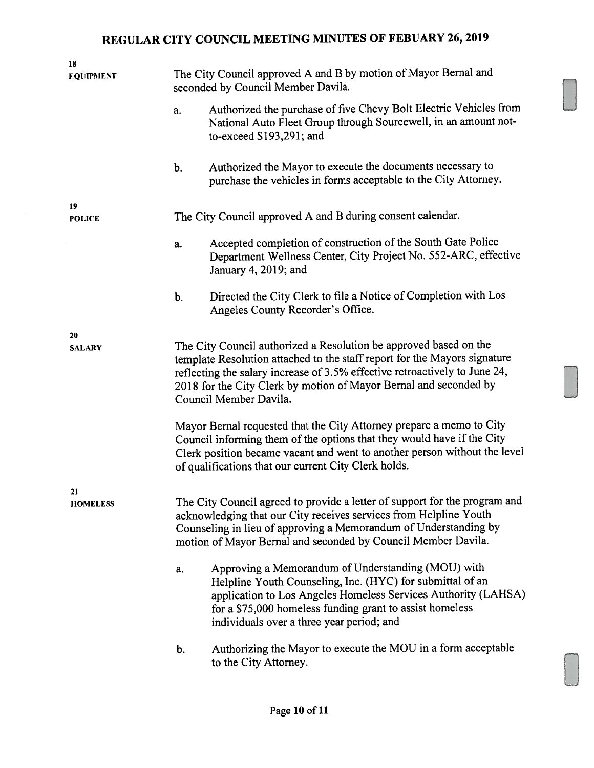**18**
**EQUIPMENT**

The City Council approved A and B by motion of Mayor Bernal and seconded by Council Member Davila.

a. Authorized the purchase of five Chevy Bolt Electric Vehicles from National Auto Fleet Group through Sourcewell, in an amount not-to-exceed $193,291; and

b. Authorized the Mayor to execute the documents necessary to purchase the vehicles in forms acceptable to the City Attorney.

**19**
**POLICE**

The City Council approved A and B during consent calendar.

a. Accepted completion of construction of the South Gate Police Department Wellness Center, City Project No. 552-ARC, effective January 4, 2019; and

b. Directed the City Clerk to file a Notice of Completion with Los Angeles County Recorder's Office.

**20**
**SALARY**

The City Council authorized a Resolution be approved based on the template Resolution attached to the staff report for the Mayors signature reflecting the salary increase of 3.5% effective retroactively to June 24, 2018 for the City Clerk by motion of Mayor Bernal and seconded by Council Member Davila.

Mayor Bernal requested that the City Attorney prepare a memo to City Council informing them of the options that they would have if the City Clerk position became vacant and went to another person without the level of qualifications that our current City Clerk holds.

**21**
**HOMELESS**

The City Council agreed to provide a letter of support for the program and acknowledging that our City receives services from Helpline Youth Counseling in lieu of approving a Memorandum of Understanding by motion of Mayor Bernal and seconded by Council Member Davila.

a. Approving a Memorandum of Understanding (MOU) with Helpline Youth Counseling, Inc. (HYC) for submittal of an application to Los Angeles Homeless Services Authority (LAHSA) for a $75,000 homeless funding grant to assist homeless individuals over a three year period; and

b. Authorizing the Mayor to execute the MOU in a form acceptable to the City Attorney.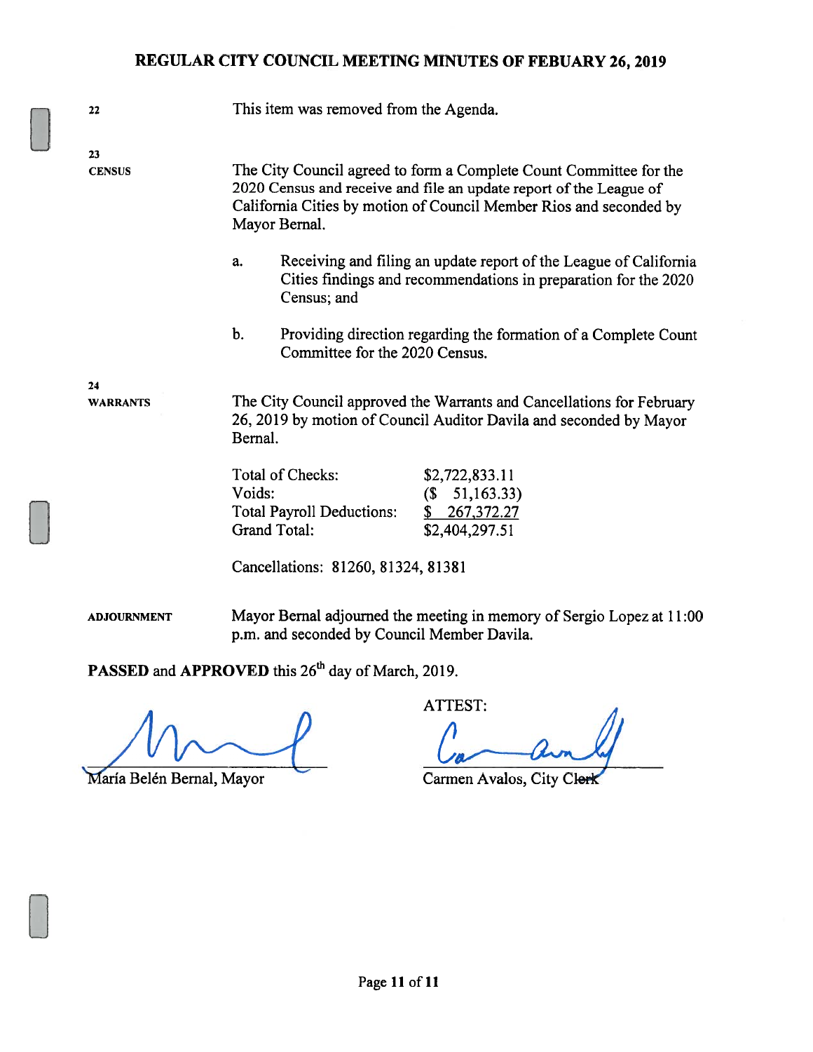**REGULAR CITY COUNCIL MEETING MINUTES OF FEBUARY 26, 2019**

**22**

This item was removed from the Agenda.

**23**
**CENSUS**

The City Council agreed to form a Complete Count Committee for the 2020 Census and receive and file an update report of the League of California Cities by motion of Council Member Rios and seconded by Mayor Bernal.

a. Receiving and filing an update report of the League of California Cities findings and recommendations in preparation for the 2020 Census; and

b. Providing direction regarding the formation of a Complete Count Committee for the 2020 Census.

**24**
**WARRANTS**

The City Council approved the Warrants and Cancellations for February 26, 2019 by motion of Council Auditor Davila and seconded by Mayor Bernal.

| | |
|---|---|
| Total of Checks: | $2,722,833.11 |
| Voids: | ($ 51,163.33) |
| Total Payroll Deductions: | $ 267,372.27 |
| Grand Total: | $2,404,297.51 |

Cancellations: 81260, 81324, 81381

**ADJOURNMENT**

Mayor Bernal adjourned the meeting in memory of Sergio Lopez at 11:00 p.m. and seconded by Council Member Davila.

**PASSED** and **APPROVED** this 26th day of March, 2019.

María Belén Bernal, Mayor

ATTEST:

Carmen Avalos, City Clerk